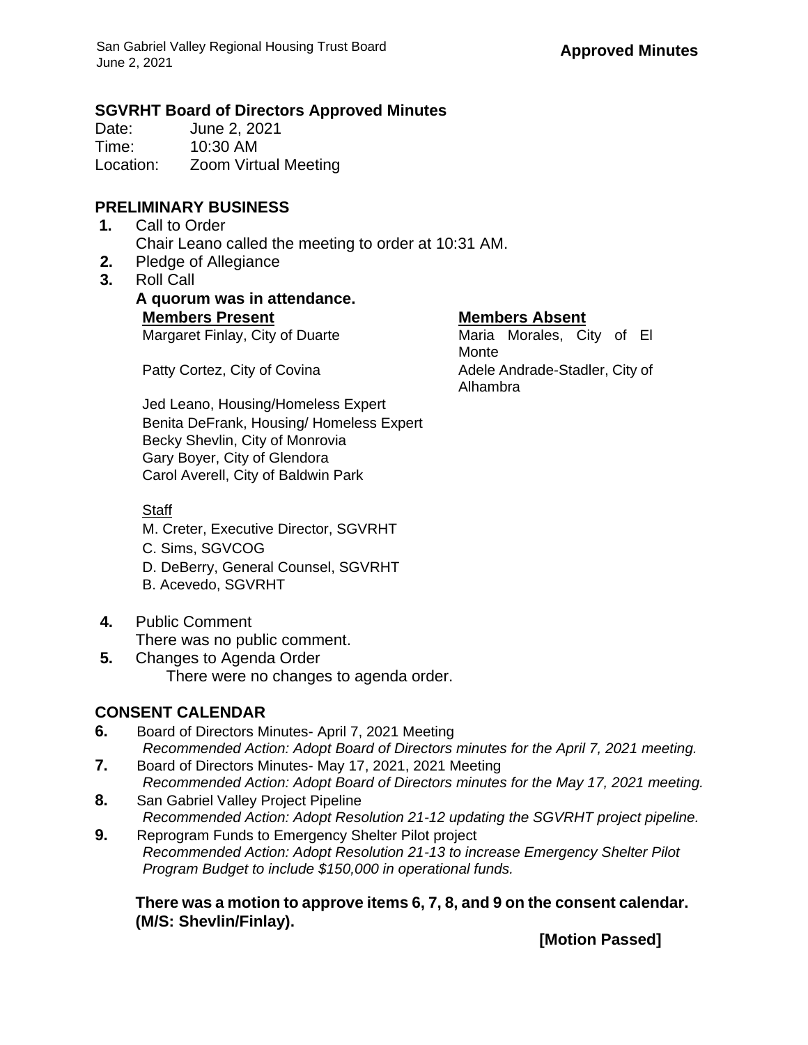**Approved Minutes**

## SGVRHT Board of Directors Approved Minutes

Date: June 2, 2021
Time: 10:30 AM
Location: Zoom Virtual Meeting

## PRELIMINARY BUSINESS

**1.** Call to Order
Chair Leano called the meeting to order at 10:31 AM.

**2.** Pledge of Allegiance

**3.** Roll Call
**A quorum was in attendance.**

| **Members Present** | **Members Absent** |
|---|---|
| Margaret Finlay, City of Duarte | Maria Morales, City of El Monte |
| Patty Cortez, City of Covina | Adele Andrade-Stadler, City of Alhambra |
| Jed Leano, Housing/Homeless Expert | |
| Benita DeFrank, Housing/ Homeless Expert | |
| Becky Shevlin, City of Monrovia | |
| Gary Boyer, City of Glendora | |
| Carol Averell, City of Baldwin Park | |

Staff
M. Creter, Executive Director, SGVRHT
C. Sims, SGVCOG
D. DeBerry, General Counsel, SGVRHT
B. Acevedo, SGVRHT

**4.** Public Comment
There was no public comment.

**5.** Changes to Agenda Order
There were no changes to agenda order.

## CONSENT CALENDAR

**6.** Board of Directors Minutes- April 7, 2021 Meeting
*Recommended Action: Adopt Board of Directors minutes for the April 7, 2021 meeting.*

**7.** Board of Directors Minutes- May 17, 2021, 2021 Meeting
*Recommended Action: Adopt Board of Directors minutes for the May 17, 2021 meeting.*

**8.** San Gabriel Valley Project Pipeline
*Recommended Action: Adopt Resolution 21-12 updating the SGVRHT project pipeline.*

**9.** Reprogram Funds to Emergency Shelter Pilot project
*Recommended Action: Adopt Resolution 21-13 to increase Emergency Shelter Pilot Program Budget to include $150,000 in operational funds.*

**There was a motion to approve items 6, 7, 8, and 9 on the consent calendar. (M/S: Shevlin/Finlay).**

**[Motion Passed]**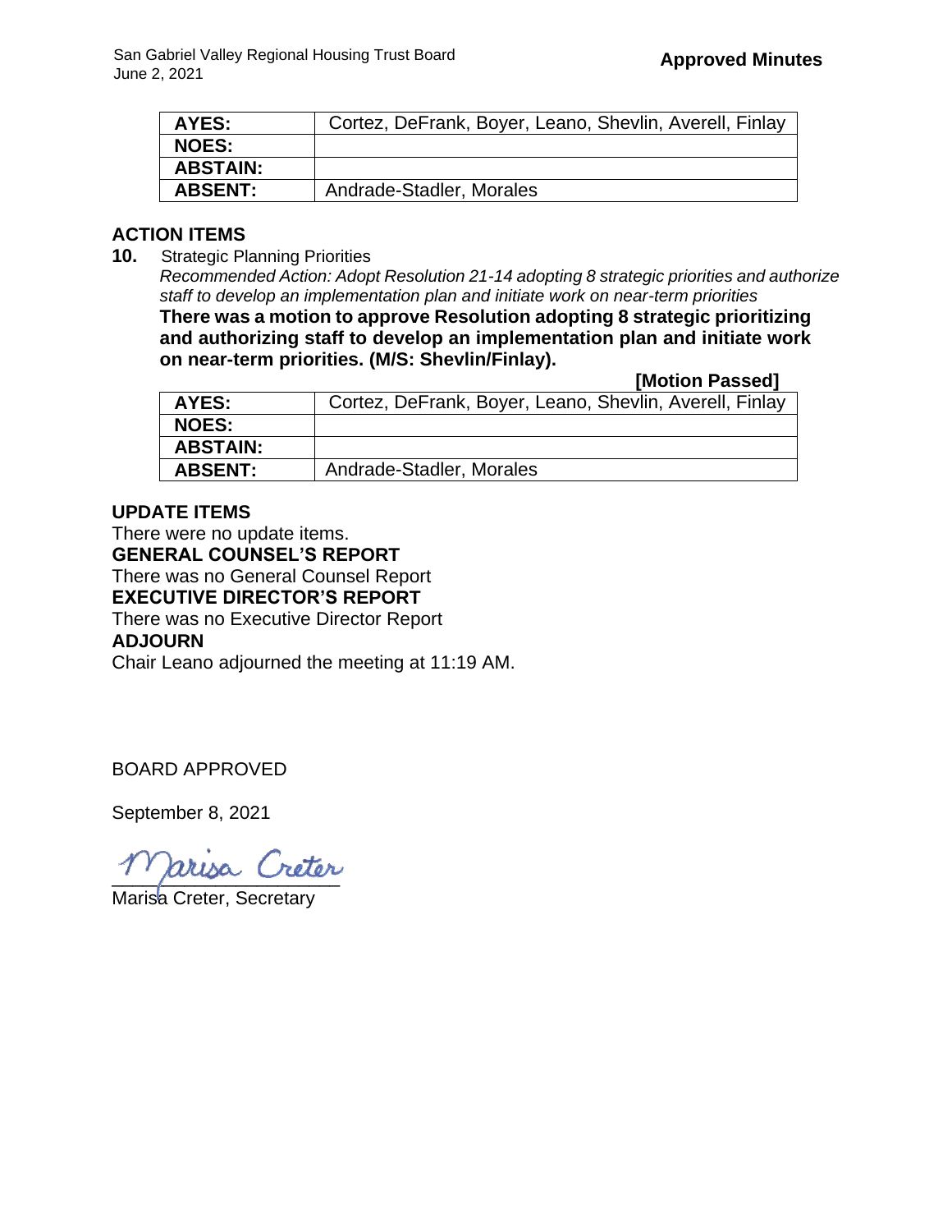| | |
|---|---|
| **AYES:** | Cortez, DeFrank, Boyer, Leano, Shevlin, Averell, Finlay |
| **NOES:** | |
| **ABSTAIN:** | |
| **ABSENT:** | Andrade-Stadler, Morales |

## ACTION ITEMS

**10.** Strategic Planning Priorities

*Recommended Action: Adopt Resolution 21-14 adopting 8 strategic priorities and authorize staff to develop an implementation plan and initiate work on near-term priorities*

**There was a motion to approve Resolution adopting 8 strategic prioritizing and authorizing staff to develop an implementation plan and initiate work on near-term priorities. (M/S: Shevlin/Finlay).**

**[Motion Passed]**

| | |
|---|---|
| **AYES:** | Cortez, DeFrank, Boyer, Leano, Shevlin, Averell, Finlay |
| **NOES:** | |
| **ABSTAIN:** | |
| **ABSENT:** | Andrade-Stadler, Morales |

## UPDATE ITEMS

There were no update items.

## GENERAL COUNSEL'S REPORT

There was no General Counsel Report

## EXECUTIVE DIRECTOR'S REPORT

There was no Executive Director Report

## ADJOURN

Chair Leano adjourned the meeting at 11:19 AM.

BOARD APPROVED

September 8, 2021

Marisa Creter

Marisa Creter, Secretary